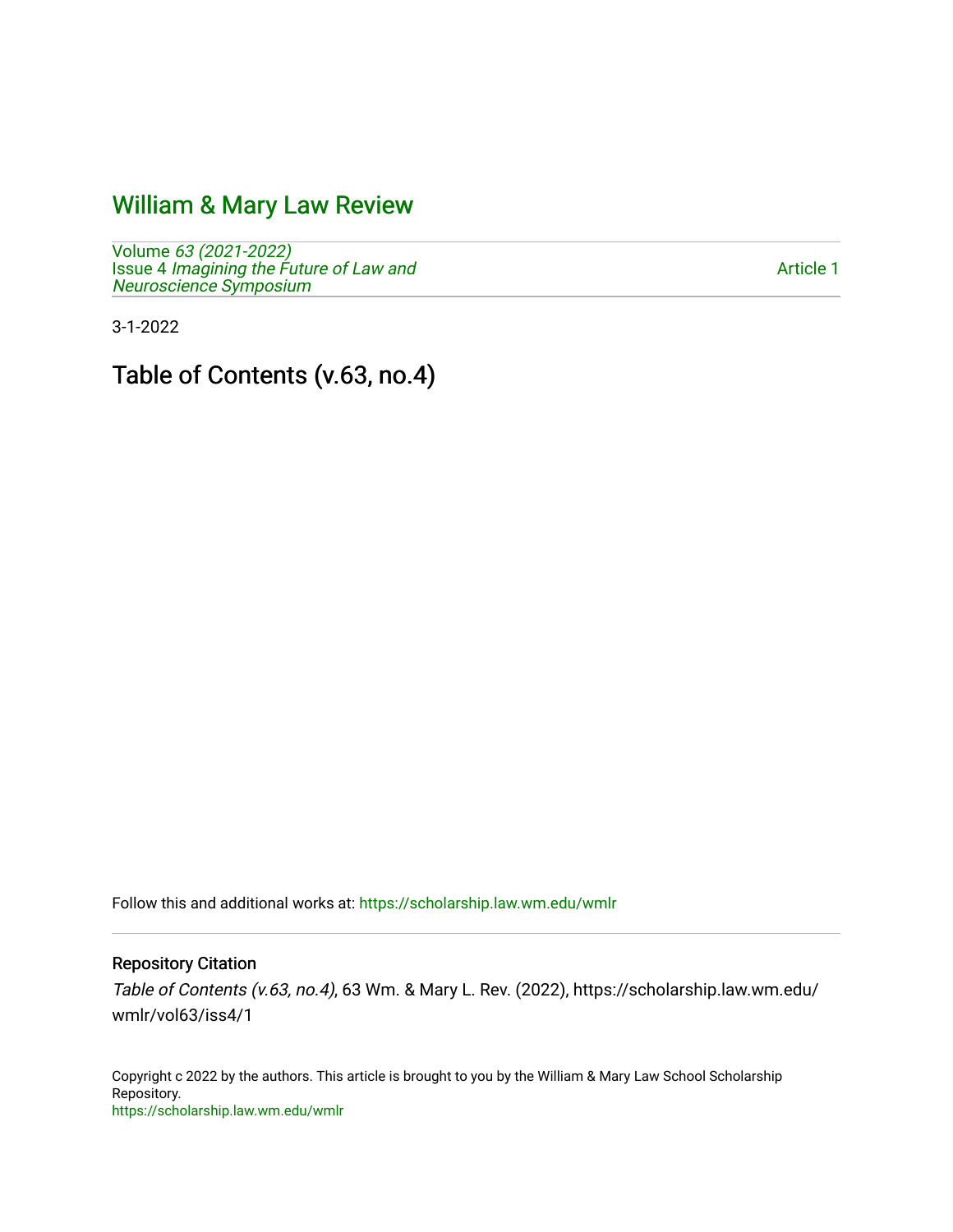# William & Mary Law Review

Volume *63 (2021-2022)*
Issue 4 *Imagining the Future of Law and Neuroscience Symposium*

Article 1

3-1-2022

## Table of Contents (v.63, no.4)

Follow this and additional works at: https://scholarship.law.wm.edu/wmlr

### Repository Citation

*Table of Contents (v.63, no.4)*, 63 Wm. & Mary L. Rev. (2022), https://scholarship.law.wm.edu/wmlr/vol63/iss4/1

Copyright c 2022 by the authors. This article is brought to you by the William & Mary Law School Scholarship Repository.
https://scholarship.law.wm.edu/wmlr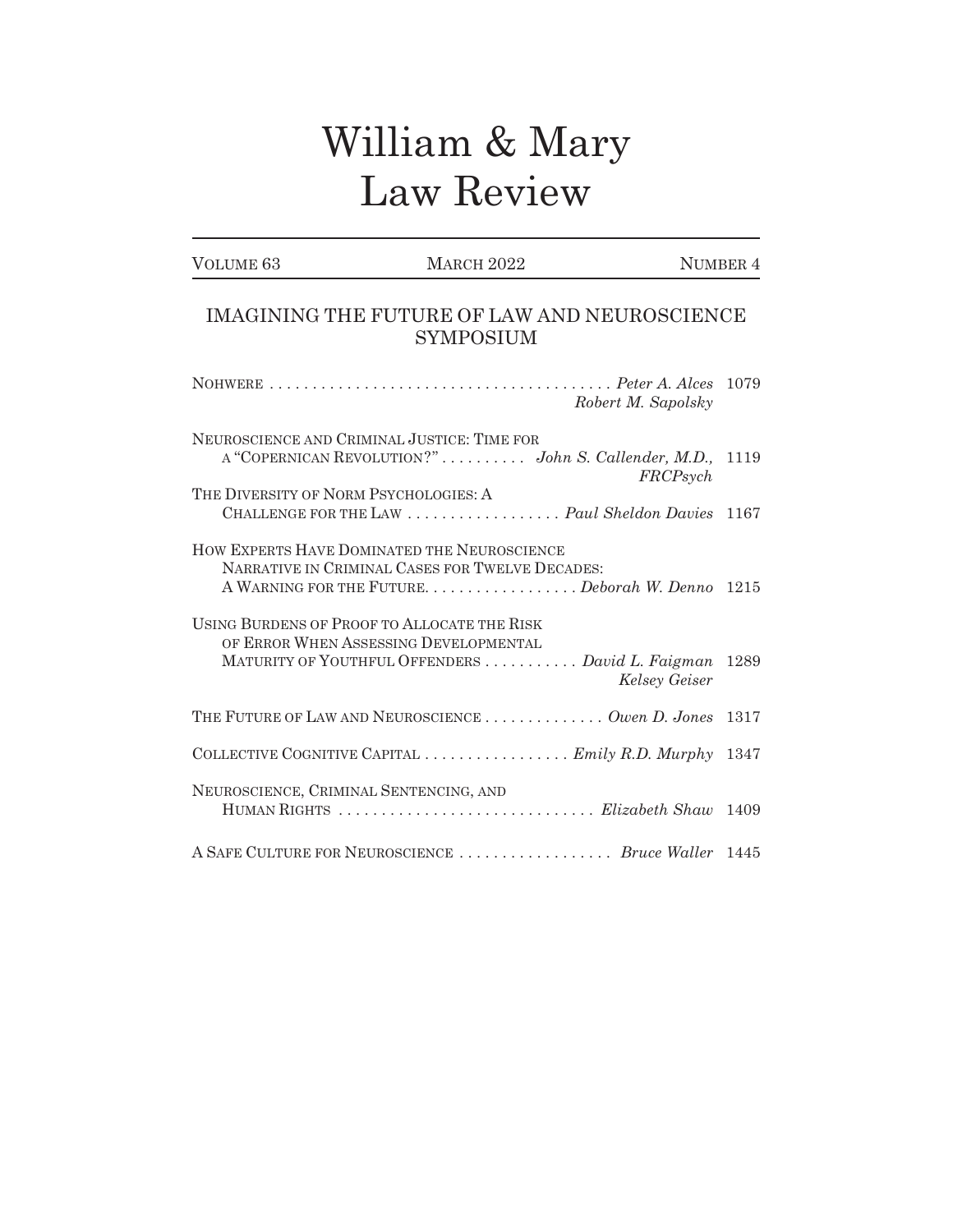# William & Mary Law Review

VOLUME 63 MARCH 2022 NUMBER 4

## IMAGINING THE FUTURE OF LAW AND NEUROSCIENCE SYMPOSIUM

| | | |
|---|---|---|
| NOHWERE | *Peter A. Alces*<br>*Robert M. Sapolsky* | 1079 |
| NEUROSCIENCE AND CRIMINAL JUSTICE: TIME FOR A "COPERNICAN REVOLUTION?" | *John S. Callender, M.D., FRCPsych* | 1119 |
| THE DIVERSITY OF NORM PSYCHOLOGIES: A CHALLENGE FOR THE LAW | *Paul Sheldon Davies* | 1167 |
| HOW EXPERTS HAVE DOMINATED THE NEUROSCIENCE NARRATIVE IN CRIMINAL CASES FOR TWELVE DECADES: A WARNING FOR THE FUTURE. | *Deborah W. Denno* | 1215 |
| USING BURDENS OF PROOF TO ALLOCATE THE RISK OF ERROR WHEN ASSESSING DEVELOPMENTAL MATURITY OF YOUTHFUL OFFENDERS | *David L. Faigman*<br>*Kelsey Geiser* | 1289 |
| THE FUTURE OF LAW AND NEUROSCIENCE | *Owen D. Jones* | 1317 |
| COLLECTIVE COGNITIVE CAPITAL | *Emily R.D. Murphy* | 1347 |
| NEUROSCIENCE, CRIMINAL SENTENCING, AND HUMAN RIGHTS | *Elizabeth Shaw* | 1409 |
| A SAFE CULTURE FOR NEUROSCIENCE | *Bruce Waller* | 1445 |